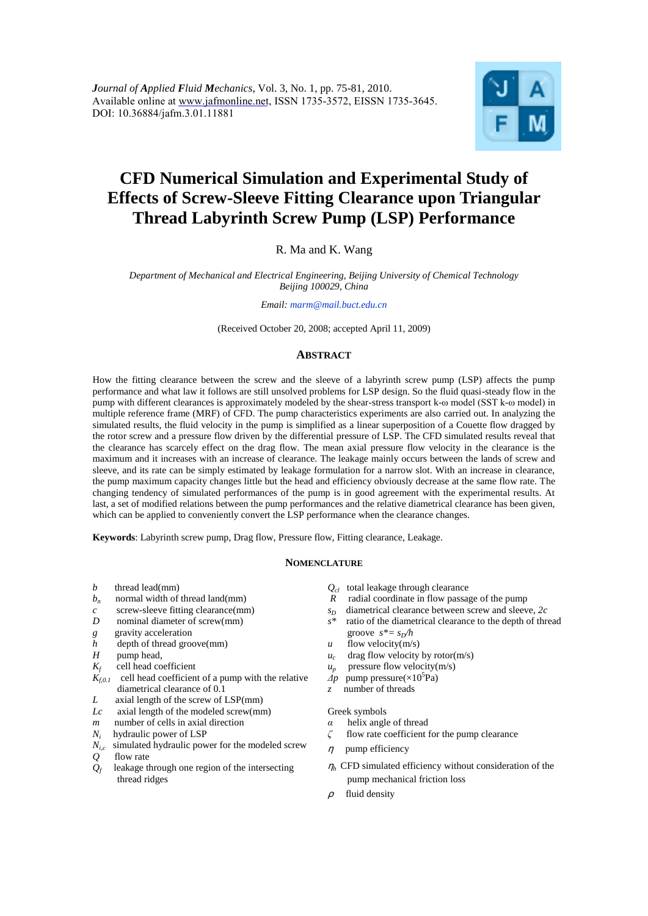*Journal of Applied Fluid Mechanics*, Vol. 3, No. 1, pp. 75-81, 2010.
Available online at www.jafmonline.net, ISSN 1735-3572, EISSN 1735-3645.
DOI: 10.36884/jafm.3.01.11881

# CFD Numerical Simulation and Experimental Study of Effects of Screw-Sleeve Fitting Clearance upon Triangular Thread Labyrinth Screw Pump (LSP) Performance

R. Ma and K. Wang

*Department of Mechanical and Electrical Engineering, Beijing University of Chemical Technology*
*Beijing 100029, China*

*Email: marm@mail.buct.edu.cn*

(Received October 20, 2008; accepted April 11, 2009)

## Abstract

How the fitting clearance between the screw and the sleeve of a labyrinth screw pump (LSP) affects the pump performance and what law it follows are still unsolved problems for LSP design. So the fluid quasi-steady flow in the pump with different clearances is approximately modeled by the shear-stress transport k-ω model (SST k-ω model) in multiple reference frame (MRF) of CFD. The pump characteristics experiments are also carried out. In analyzing the simulated results, the fluid velocity in the pump is simplified as a linear superposition of a Couette flow dragged by the rotor screw and a pressure flow driven by the differential pressure of LSP. The CFD simulated results reveal that the clearance has scarcely effect on the drag flow. The mean axial pressure flow velocity in the clearance is the maximum and it increases with an increase of clearance. The leakage mainly occurs between the lands of screw and sleeve, and its rate can be simply estimated by leakage formulation for a narrow slot. With an increase in clearance, the pump maximum capacity changes little but the head and efficiency obviously decrease at the same flow rate. The changing tendency of simulated performances of the pump is in good agreement with the experimental results. At last, a set of modified relations between the pump performances and the relative diametrical clearance has been given, which can be applied to conveniently convert the LSP performance when the clearance changes.

**Keywords**: Labyrinth screw pump, Drag flow, Pressure flow, Fitting clearance, Leakage.

## Nomenclature

- $b$ thread lead(mm)
- $b_n$ normal width of thread land(mm)
- $c$ screw-sleeve fitting clearance(mm)
- $D$ nominal diameter of screw(mm)
- $g$ gravity acceleration
- $h$ depth of thread groove(mm)
- $H$ pump head,
- $K_f$ cell head coefficient
- $K_{f,0.1}$ cell head coefficient of a pump with the relative diametrical clearance of 0.1
- $L$ axial length of the screw of LSP(mm)
- $Lc$ axial length of the modeled screw(mm)
- $m$ number of cells in axial direction
- $N_i$ hydraulic power of LSP
- $N_{i,c}$ simulated hydraulic power for the modeled screw
- $Q$ flow rate
- $Q_f$ leakage through one region of the intersecting thread ridges
- $Q_{cl}$ total leakage through clearance
- $R$ radial coordinate in flow passage of the pump
- $s_D$ diametrical clearance between screw and sleeve, $2c$
- $s^*$ ratio of the diametrical clearance to the depth of thread groove $s^*= s_D/h$
- $u$ flow velocity(m/s)
- $u_c$ drag flow velocity by rotor(m/s)
- $u_p$ pressure flow velocity(m/s)
- $\Delta p$ pump pressure($\times 10^5$Pa)
- $z$ number of threads

Greek symbols

- $\alpha$ helix angle of thread
- $\zeta$ flow rate coefficient for the pump clearance
- $\eta$ pump efficiency
- $\eta_h$ CFD simulated efficiency without consideration of the pump mechanical friction loss
- $\rho$ fluid density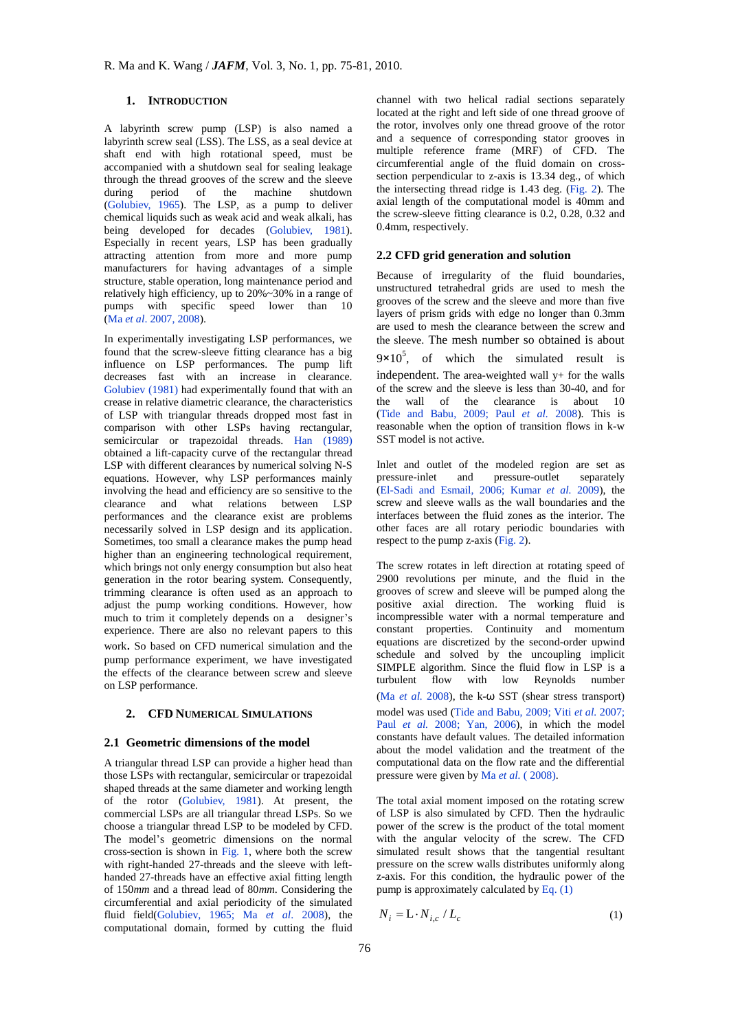## 1. INTRODUCTION

A labyrinth screw pump (LSP) is also named a labyrinth screw seal (LSS). The LSS, as a seal device at shaft end with high rotational speed, must be accompanied with a shutdown seal for sealing leakage through the thread grooves of the screw and the sleeve during period of the machine shutdown (Golubiev, 1965). The LSP, as a pump to deliver chemical liquids such as weak acid and weak alkali, has being developed for decades (Golubiev, 1981). Especially in recent years, LSP has been gradually attracting attention from more and more pump manufacturers for having advantages of a simple structure, stable operation, long maintenance period and relatively high efficiency, up to 20%~30% in a range of pumps with specific speed lower than 10 (Ma *et al*. 2007, 2008).

In experimentally investigating LSP performances, we found that the screw-sleeve fitting clearance has a big influence on LSP performances. The pump lift decreases fast with an increase in clearance. Golubiev (1981) had experimentally found that with an crease in relative diametric clearance, the characteristics of LSP with triangular threads dropped most fast in comparison with other LSPs having rectangular, semicircular or trapezoidal threads. Han (1989) obtained a lift-capacity curve of the rectangular thread LSP with different clearances by numerical solving N-S equations. However, why LSP performances mainly involving the head and efficiency are so sensitive to the clearance and what relations between LSP performances and the clearance exist are problems necessarily solved in LSP design and its application. Sometimes, too small a clearance makes the pump head higher than an engineering technological requirement, which brings not only energy consumption but also heat generation in the rotor bearing system. Consequently, trimming clearance is often used as an approach to adjust the pump working conditions. However, how much to trim it completely depends on a designer's experience. There are also no relevant papers to this work. So based on CFD numerical simulation and the pump performance experiment, we have investigated the effects of the clearance between screw and sleeve on LSP performance.

## 2. CFD NUMERICAL SIMULATIONS

### 2.1 Geometric dimensions of the model

A triangular thread LSP can provide a higher head than those LSPs with rectangular, semicircular or trapezoidal shaped threads at the same diameter and working length of the rotor (Golubiev, 1981). At present, the commercial LSPs are all triangular thread LSPs. So we choose a triangular thread LSP to be modeled by CFD. The model's geometric dimensions on the normal cross-section is shown in Fig. 1, where both the screw with right-handed 27-threads and the sleeve with left-handed 27-threads have an effective axial fitting length of 150*mm* and a thread lead of 80*mm*. Considering the circumferential and axial periodicity of the simulated fluid field(Golubiev, 1965; Ma *et al*. 2008), the computational domain, formed by cutting the fluid channel with two helical radial sections separately located at the right and left side of one thread groove of the rotor, involves only one thread groove of the rotor and a sequence of corresponding stator grooves in multiple reference frame (MRF) of CFD. The circumferential angle of the fluid domain on cross-section perpendicular to z-axis is 13.34 deg., of which the intersecting thread ridge is 1.43 deg. (Fig. 2). The axial length of the computational model is 40mm and the screw-sleeve fitting clearance is 0.2, 0.28, 0.32 and 0.4mm, respectively.

### 2.2 CFD grid generation and solution

Because of irregularity of the fluid boundaries, unstructured tetrahedral grids are used to mesh the grooves of the screw and the sleeve and more than five layers of prism grids with edge no longer than 0.3mm are used to mesh the clearance between the screw and the sleeve. The mesh number so obtained is about $9\times10^5$, of which the simulated result is independent. The area-weighted wall y+ for the walls of the screw and the sleeve is less than 30-40, and for the wall of the clearance is about 10 (Tide and Babu, 2009; Paul *et al.* 2008). This is reasonable when the option of transition flows in k-w SST model is not active.

Inlet and outlet of the modeled region are set as pressure-inlet and pressure-outlet separately (El-Sadi and Esmail, 2006; Kumar *et al.* 2009), the screw and sleeve walls as the wall boundaries and the interfaces between the fluid zones as the interior. The other faces are all rotary periodic boundaries with respect to the pump z-axis (Fig. 2).

The screw rotates in left direction at rotating speed of 2900 revolutions per minute, and the fluid in the grooves of screw and sleeve will be pumped along the positive axial direction. The working fluid is incompressible water with a normal temperature and constant properties. Continuity and momentum equations are discretized by the second-order upwind schedule and solved by the uncoupling implicit SIMPLE algorithm. Since the fluid flow in LSP is a turbulent flow with low Reynolds number (Ma *et al.* 2008), the k-ω SST (shear stress transport) model was used (Tide and Babu, 2009; Viti *et al.* 2007; Paul *et al.* 2008; Yan, 2006), in which the model constants have default values. The detailed information about the model validation and the treatment of the computational data on the flow rate and the differential pressure were given by Ma *et al.* ( 2008).

The total axial moment imposed on the rotating screw of LSP is also simulated by CFD. Then the hydraulic power of the screw is the product of the total moment with the angular velocity of the screw. The CFD simulated result shows that the tangential resultant pressure on the screw walls distributes uniformly along z-axis. For this condition, the hydraulic power of the pump is approximately calculated by Eq. (1)

$$N_i = \mathrm{L} \cdot N_{i,c} / L_c \tag{1}$$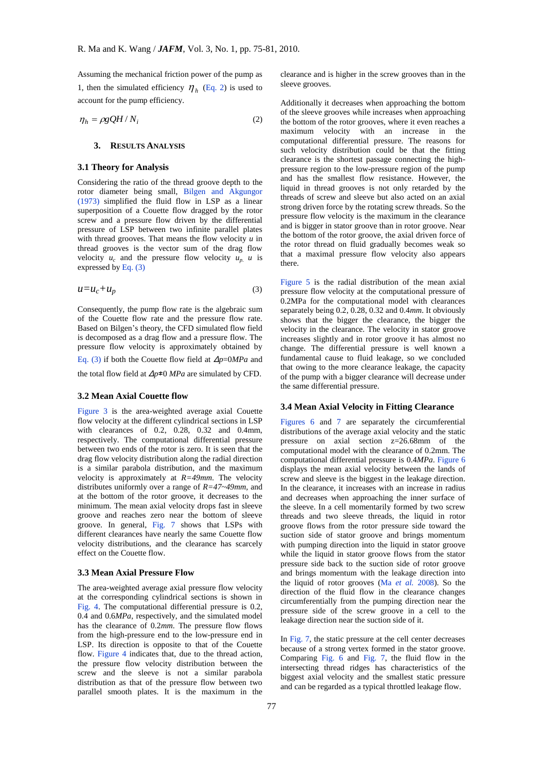Assuming the mechanical friction power of the pump as 1, then the simulated efficiency $\eta_h$ (Eq. 2) is used to account for the pump efficiency.

$$\eta_h = \rho g Q H / N_i \tag{2}$$

## 3. Results Analysis

### 3.1 Theory for Analysis

Considering the ratio of the thread groove depth to the rotor diameter being small, Bilgen and Akgungor (1973) simplified the fluid flow in LSP as a linear superposition of a Couette flow dragged by the rotor screw and a pressure flow driven by the differential pressure of LSP between two infinite parallel plates with thread grooves. That means the flow velocity $u$ in thread grooves is the vector sum of the drag flow velocity $u_c$ and the pressure flow velocity $u_p$. $u$ is expressed by Eq. (3)

$$u = u_c + u_p \tag{3}$$

Consequently, the pump flow rate is the algebraic sum of the Couette flow rate and the pressure flow rate. Based on Bilgen's theory, the CFD simulated flow field is decomposed as a drag flow and a pressure flow. The pressure flow velocity is approximately obtained by Eq. (3) if both the Couette flow field at $\Delta p$=0*MPa* and the total flow field at $\Delta p \neq 0$ *MPa* are simulated by CFD.

### 3.2 Mean Axial Couette flow

Figure 3 is the area-weighted average axial Couette flow velocity at the different cylindrical sections in LSP with clearances of 0.2, 0.28, 0.32 and 0.4mm, respectively. The computational differential pressure between two ends of the rotor is zero. It is seen that the drag flow velocity distribution along the radial direction is a similar parabola distribution, and the maximum velocity is approximately at *R=49mm*. The velocity distributes uniformly over a range of *R=47~49mm*, and at the bottom of the rotor groove, it decreases to the minimum. The mean axial velocity drops fast in sleeve groove and reaches zero near the bottom of sleeve groove. In general, Fig. 7 shows that LSPs with different clearances have nearly the same Couette flow velocity distributions, and the clearance has scarcely effect on the Couette flow.

### 3.3 Mean Axial Pressure Flow

The area-weighted average axial pressure flow velocity at the corresponding cylindrical sections is shown in Fig. 4. The computational differential pressure is 0.2, 0.4 and 0.6*MPa*, respectively, and the simulated model has the clearance of 0.2*mm*. The pressure flow flows from the high-pressure end to the low-pressure end in LSP. Its direction is opposite to that of the Couette flow. Figure 4 indicates that, due to the thread action, the pressure flow velocity distribution between the screw and the sleeve is not a similar parabola distribution as that of the pressure flow between two parallel smooth plates. It is the maximum in the clearance and is higher in the screw grooves than in the sleeve grooves.

Additionally it decreases when approaching the bottom of the sleeve grooves while increases when approaching the bottom of the rotor grooves, where it even reaches a maximum velocity with an increase in the computational differential pressure. The reasons for such velocity distribution could be that the fitting clearance is the shortest passage connecting the high-pressure region to the low-pressure region of the pump and has the smallest flow resistance. However, the liquid in thread grooves is not only retarded by the threads of screw and sleeve but also acted on an axial strong driven force by the rotating screw threads. So the pressure flow velocity is the maximum in the clearance and is bigger in stator groove than in rotor groove. Near the bottom of the rotor groove, the axial driven force of the rotor thread on fluid gradually becomes weak so that a maximal pressure flow velocity also appears there.

Figure 5 is the radial distribution of the mean axial pressure flow velocity at the computational pressure of 0.2MPa for the computational model with clearances separately being 0.2, 0.28, 0.32 and 0.4*mm*. It obviously shows that the bigger the clearance, the bigger the velocity in the clearance. The velocity in stator groove increases slightly and in rotor groove it has almost no change. The differential pressure is well known a fundamental cause to fluid leakage, so we concluded that owing to the more clearance leakage, the capacity of the pump with a bigger clearance will decrease under the same differential pressure.

### 3.4 Mean Axial Velocity in Fitting Clearance

Figures 6 and 7 are separately the circumferential distributions of the average axial velocity and the static pressure on axial section z=26.68mm of the computational model with the clearance of 0.2mm. The computational differential pressure is 0.4*MPa*. Figure 6 displays the mean axial velocity between the lands of screw and sleeve is the biggest in the leakage direction. In the clearance, it increases with an increase in radius and decreases when approaching the inner surface of the sleeve. In a cell momentarily formed by two screw threads and two sleeve threads, the liquid in rotor groove flows from the rotor pressure side toward the suction side of stator groove and brings momentum with pumping direction into the liquid in stator groove while the liquid in stator groove flows from the stator pressure side back to the suction side of rotor groove and brings momentum with the leakage direction into the liquid of rotor grooves (Ma *et al.* 2008). So the direction of the fluid flow in the clearance changes circumferentially from the pumping direction near the pressure side of the screw groove in a cell to the leakage direction near the suction side of it.

In Fig. 7, the static pressure at the cell center decreases because of a strong vertex formed in the stator groove. Comparing Fig. 6 and Fig. 7, the fluid flow in the intersecting thread ridges has characteristics of the biggest axial velocity and the smallest static pressure and can be regarded as a typical throttled leakage flow.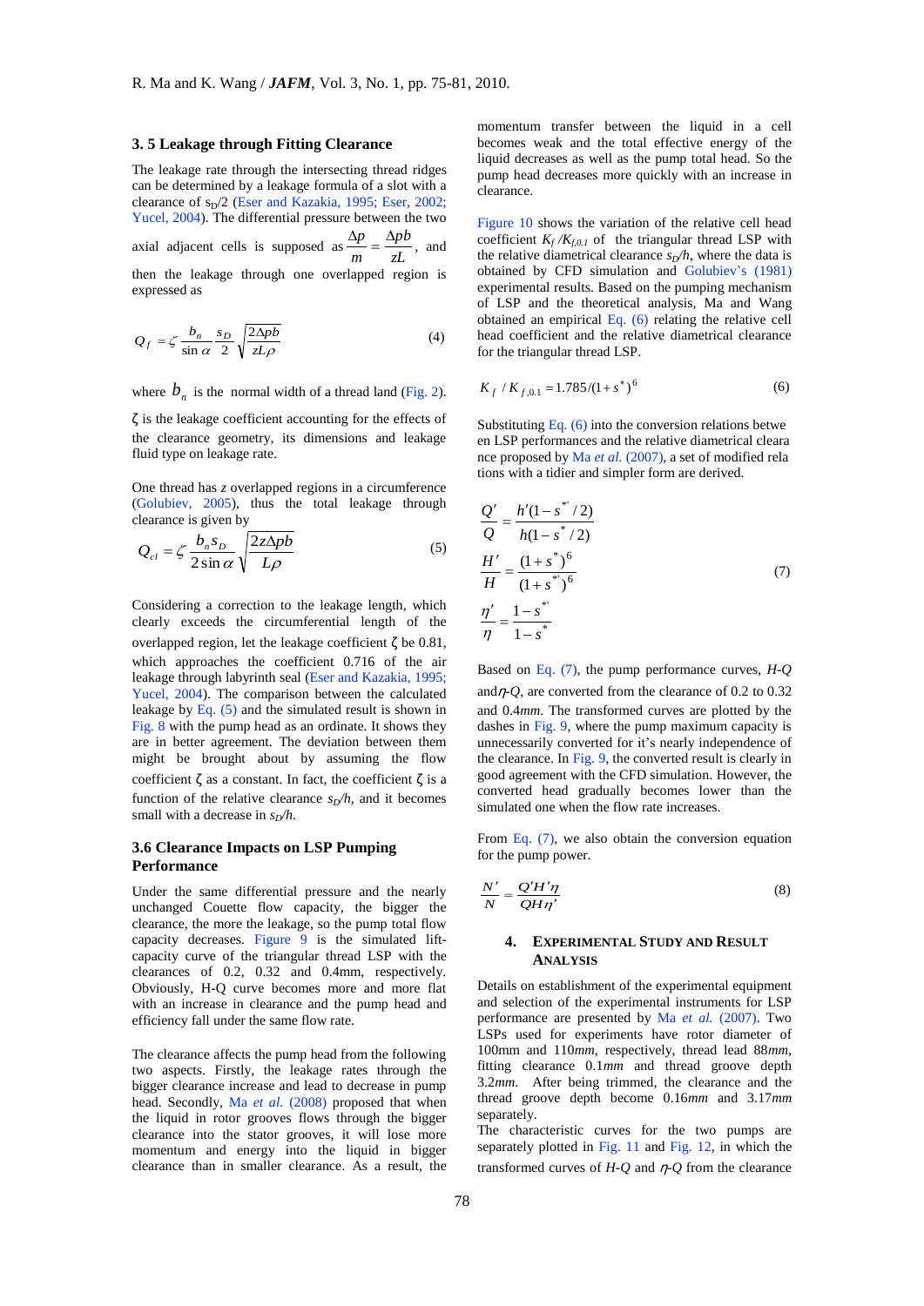### 3. 5 Leakage through Fitting Clearance

The leakage rate through the intersecting thread ridges can be determined by a leakage formula of a slot with a clearance of $s_D/2$ (Eser and Kazakia, 1995; Eser, 2002; Yucel, 2004). The differential pressure between the two axial adjacent cells is supposed as $\frac{\Delta p}{m} = \frac{\Delta pb}{zL}$, and then the leakage through one overlapped region is expressed as

$$Q_f = \zeta \frac{b_n}{\sin\alpha} \frac{s_D}{2} \sqrt{\frac{2\Delta pb}{zL\rho}} \tag{4}$$

where $b_n$ is the normal width of a thread land (Fig. 2).

$\zeta$ is the leakage coefficient accounting for the effects of the clearance geometry, its dimensions and leakage fluid type on leakage rate.

One thread has $z$ overlapped regions in a circumference (Golubiev, 2005), thus the total leakage through clearance is given by

$$Q_{cl} = \zeta \frac{b_n s_D}{2\sin\alpha} \sqrt{\frac{2z\Delta pb}{L\rho}} \tag{5}$$

Considering a correction to the leakage length, which clearly exceeds the circumferential length of the overlapped region, let the leakage coefficient $\zeta$ be 0.81, which approaches the coefficient 0.716 of the air leakage through labyrinth seal (Eser and Kazakia, 1995; Yucel, 2004). The comparison between the calculated leakage by Eq. (5) and the simulated result is shown in Fig. 8 with the pump head as an ordinate. It shows they are in better agreement. The deviation between them might be brought about by assuming the flow coefficient $\zeta$ as a constant. In fact, the coefficient $\zeta$ is a function of the relative clearance $s_D/h$, and it becomes small with a decrease in $s_D/h$.

### 3.6 Clearance Impacts on LSP Pumping Performance

Under the same differential pressure and the nearly unchanged Couette flow capacity, the bigger the clearance, the more the leakage, so the pump total flow capacity decreases. Figure 9 is the simulated lift-capacity curve of the triangular thread LSP with the clearances of 0.2, 0.32 and 0.4mm, respectively. Obviously, H-Q curve becomes more and more flat with an increase in clearance and the pump head and efficiency fall under the same flow rate.

The clearance affects the pump head from the following two aspects. Firstly, the leakage rates through the bigger clearance increase and lead to decrease in pump head. Secondly, Ma *et al.* (2008) proposed that when the liquid in rotor grooves flows through the bigger clearance into the stator grooves, it will lose more momentum and energy into the liquid in bigger clearance than in smaller clearance. As a result, the momentum transfer between the liquid in a cell becomes weak and the total effective energy of the liquid decreases as well as the pump total head. So the pump head decreases more quickly with an increase in clearance.

Figure 10 shows the variation of the relative cell head coefficient $K_f/K_{f,0.1}$ of the triangular thread LSP with the relative diametrical clearance $s_D/h$, where the data is obtained by CFD simulation and Golubiev's (1981) experimental results. Based on the pumping mechanism of LSP and the theoretical analysis, Ma and Wang obtained an empirical Eq. (6) relating the relative cell head coefficient and the relative diametrical clearance for the triangular thread LSP.

$$K_f / K_{f,0.1} = 1.785/(1+s^*)^6 \tag{6}$$

Substituting Eq. (6) into the conversion relations betwe en LSP performances and the relative diametrical cleara nce proposed by Ma *et al.* (2007), a set of modified rela tions with a tidier and simpler form are derived.

$$\begin{aligned}
\frac{Q'}{Q} &= \frac{h'(1-s^{*'}/2)}{h(1-s^*/2)} \\
\frac{H'}{H} &= \frac{(1+s^*)^6}{(1+s^{*'})^6} \\
\frac{\eta'}{\eta} &= \frac{1-s^{*'}}{1-s^*}
\end{aligned} \tag{7}$$

Based on Eq. (7), the pump performance curves, *H-Q* and $\eta$-*Q*, are converted from the clearance of 0.2 to 0.32 and 0.4*mm*. The transformed curves are plotted by the dashes in Fig. 9, where the pump maximum capacity is unnecessarily converted for it's nearly independence of the clearance. In Fig. 9, the converted result is clearly in good agreement with the CFD simulation. However, the converted head gradually becomes lower than the simulated one when the flow rate increases.

From Eq. (7), we also obtain the conversion equation for the pump power.

$$\frac{N'}{N} = \frac{Q'H'\eta}{QH\eta'} \tag{8}$$

## 4. Experimental Study and Result Analysis

Details on establishment of the experimental equipment and selection of the experimental instruments for LSP performance are presented by Ma *et al.* (2007). Two LSPs used for experiments have rotor diameter of 100mm and 110*mm*, respectively, thread lead 88*mm*, fitting clearance 0.1*mm* and thread groove depth 3.2*mm*. After being trimmed, the clearance and the thread groove depth become 0.16*mm* and 3.17*mm* separately.

The characteristic curves for the two pumps are separately plotted in Fig. 11 and Fig. 12, in which the transformed curves of *H-Q* and $\eta$-*Q* from the clearance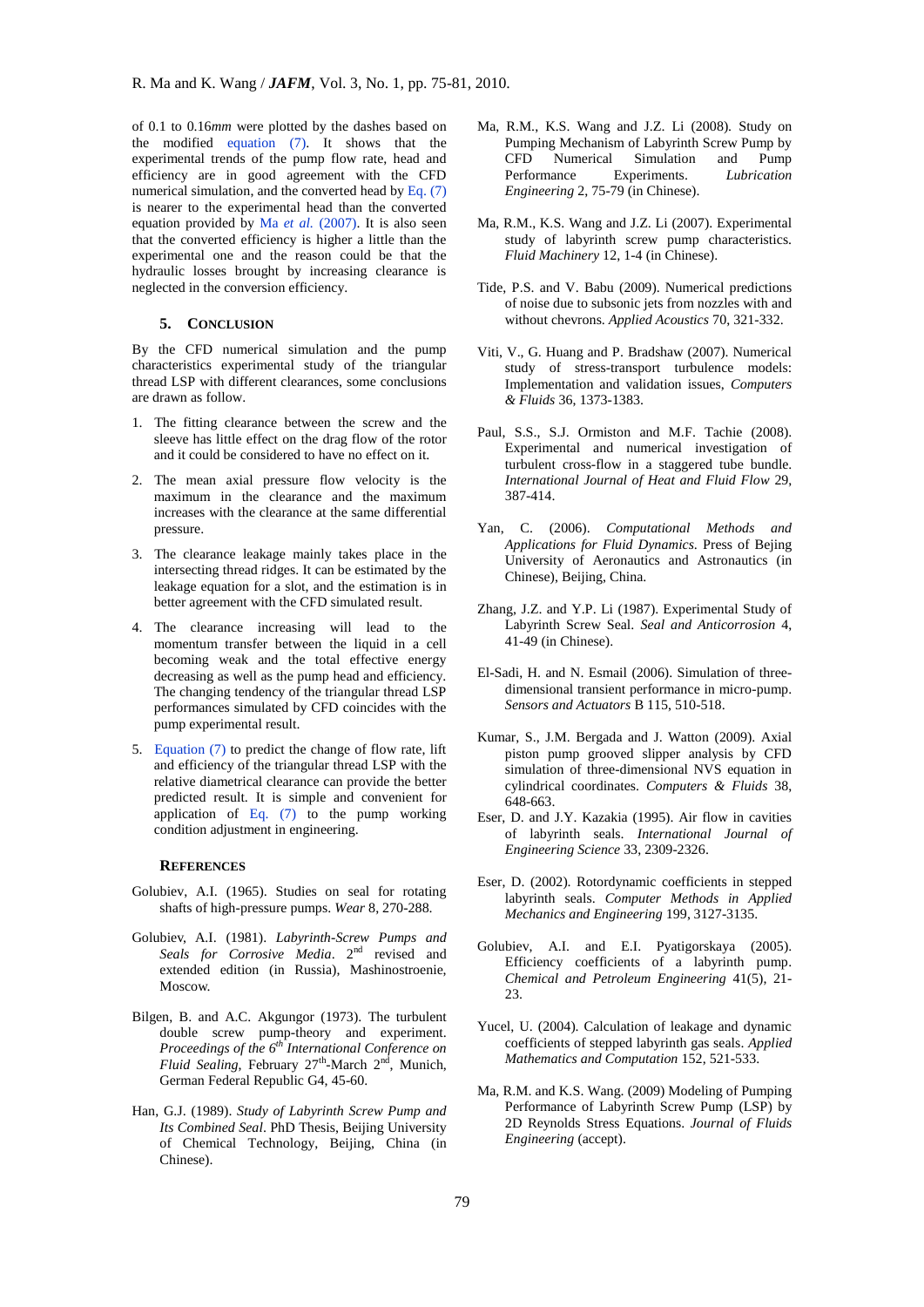of 0.1 to 0.16*mm* were plotted by the dashes based on the modified equation (7). It shows that the experimental trends of the pump flow rate, head and efficiency are in good agreement with the CFD numerical simulation, and the converted head by Eq. (7) is nearer to the experimental head than the converted equation provided by Ma *et al.* (2007). It is also seen that the converted efficiency is higher a little than the experimental one and the reason could be that the hydraulic losses brought by increasing clearance is neglected in the conversion efficiency.

## 5. CONCLUSION

By the CFD numerical simulation and the pump characteristics experimental study of the triangular thread LSP with different clearances, some conclusions are drawn as follow.

1. The fitting clearance between the screw and the sleeve has little effect on the drag flow of the rotor and it could be considered to have no effect on it.
2. The mean axial pressure flow velocity is the maximum in the clearance and the maximum increases with the clearance at the same differential pressure.
3. The clearance leakage mainly takes place in the intersecting thread ridges. It can be estimated by the leakage equation for a slot, and the estimation is in better agreement with the CFD simulated result.
4. The clearance increasing will lead to the momentum transfer between the liquid in a cell becoming weak and the total effective energy decreasing as well as the pump head and efficiency. The changing tendency of the triangular thread LSP performances simulated by CFD coincides with the pump experimental result.
5. Equation (7) to predict the change of flow rate, lift and efficiency of the triangular thread LSP with the relative diametrical clearance can provide the better predicted result. It is simple and convenient for application of Eq. (7) to the pump working condition adjustment in engineering.

## REFERENCES

Golubiev, A.I. (1965). Studies on seal for rotating shafts of high-pressure pumps. *Wear* 8, 270-288.

Golubiev, A.I. (1981). *Labyrinth-Screw Pumps and Seals for Corrosive Media*. 2nd revised and extended edition (in Russia), Mashinostroenie, Moscow.

Bilgen, B. and A.C. Akgungor (1973). The turbulent double screw pump-theory and experiment. *Proceedings of the 6th International Conference on Fluid Sealing*, February 27th-March 2nd, Munich, German Federal Republic G4, 45-60.

Han, G.J. (1989). *Study of Labyrinth Screw Pump and Its Combined Seal*. PhD Thesis, Beijing University of Chemical Technology, Beijing, China (in Chinese).

Ma, R.M., K.S. Wang and J.Z. Li (2008). Study on Pumping Mechanism of Labyrinth Screw Pump by CFD Numerical Simulation and Pump Performance Experiments. *Lubrication Engineering* 2, 75-79 (in Chinese).

Ma, R.M., K.S. Wang and J.Z. Li (2007). Experimental study of labyrinth screw pump characteristics. *Fluid Machinery* 12, 1-4 (in Chinese).

Tide, P.S. and V. Babu (2009). Numerical predictions of noise due to subsonic jets from nozzles with and without chevrons. *Applied Acoustics* 70, 321-332.

Viti, V., G. Huang and P. Bradshaw (2007). Numerical study of stress-transport turbulence models: Implementation and validation issues, *Computers & Fluids* 36, 1373-1383.

Paul, S.S., S.J. Ormiston and M.F. Tachie (2008). Experimental and numerical investigation of turbulent cross-flow in a staggered tube bundle. *International Journal of Heat and Fluid Flow* 29, 387-414.

Yan, C. (2006). *Computational Methods and Applications for Fluid Dynamics*. Press of Bejing University of Aeronautics and Astronautics (in Chinese), Beijing, China.

Zhang, J.Z. and Y.P. Li (1987). Experimental Study of Labyrinth Screw Seal. *Seal and Anticorrosion* 4, 41-49 (in Chinese).

El-Sadi, H. and N. Esmail (2006). Simulation of three-dimensional transient performance in micro-pump. *Sensors and Actuators* B 115, 510-518.

Kumar, S., J.M. Bergada and J. Watton (2009). Axial piston pump grooved slipper analysis by CFD simulation of three-dimensional NVS equation in cylindrical coordinates. *Computers & Fluids* 38, 648-663.

Eser, D. and J.Y. Kazakia (1995). Air flow in cavities of labyrinth seals. *International Journal of Engineering Science* 33, 2309-2326.

Eser, D. (2002). Rotordynamic coefficients in stepped labyrinth seals. *Computer Methods in Applied Mechanics and Engineering* 199, 3127-3135.

Golubiev, A.I. and E.I. Pyatigorskaya (2005). Efficiency coefficients of a labyrinth pump. *Chemical and Petroleum Engineering* 41(5), 21-23.

Yucel, U. (2004). Calculation of leakage and dynamic coefficients of stepped labyrinth gas seals. *Applied Mathematics and Computation* 152, 521-533.

Ma, R.M. and K.S. Wang. (2009) Modeling of Pumping Performance of Labyrinth Screw Pump (LSP) by 2D Reynolds Stress Equations. *Journal of Fluids Engineering* (accept).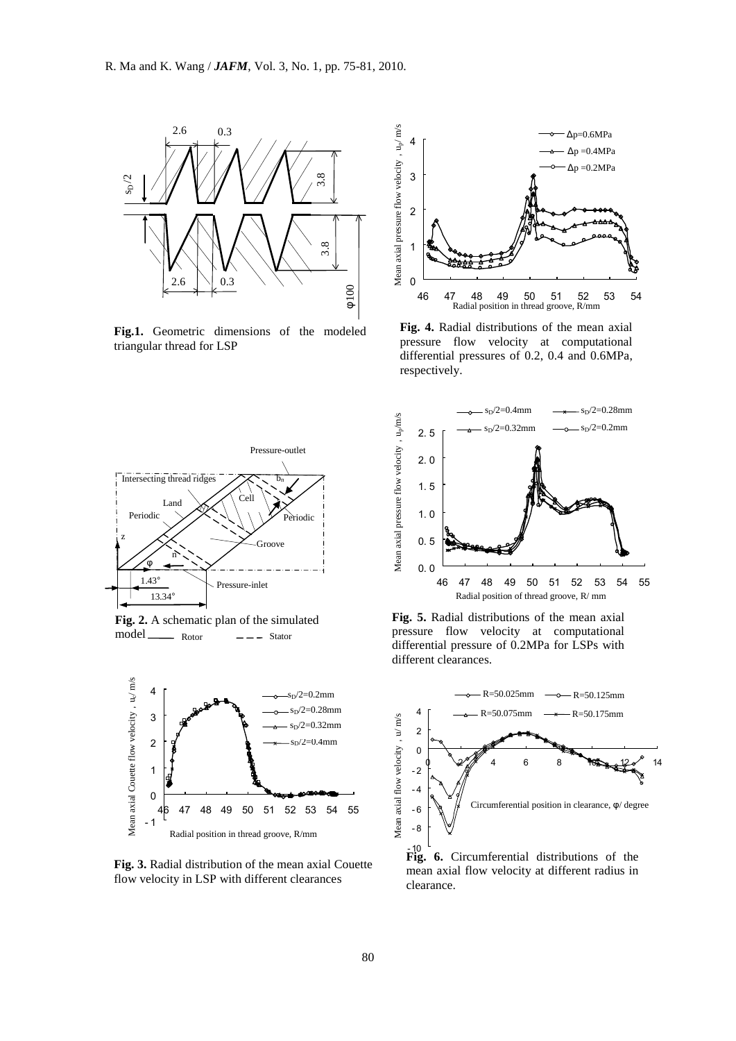**Fig.1.** Geometric dimensions of the modeled triangular thread for LSP

**Fig. 2.** A schematic plan of the simulated model ——— Rotor – – – Stator

**Fig. 3.** Radial distribution of the mean axial Couette flow velocity in LSP with different clearances

**Fig. 4.** Radial distributions of the mean axial pressure flow velocity at computational differential pressures of 0.2, 0.4 and 0.6MPa, respectively.

**Fig. 5.** Radial distributions of the mean axial pressure flow velocity at computational differential pressure of 0.2MPa for LSPs with different clearances.

**Fig. 6.** Circumferential distributions of the mean axial flow velocity at different radius in clearance.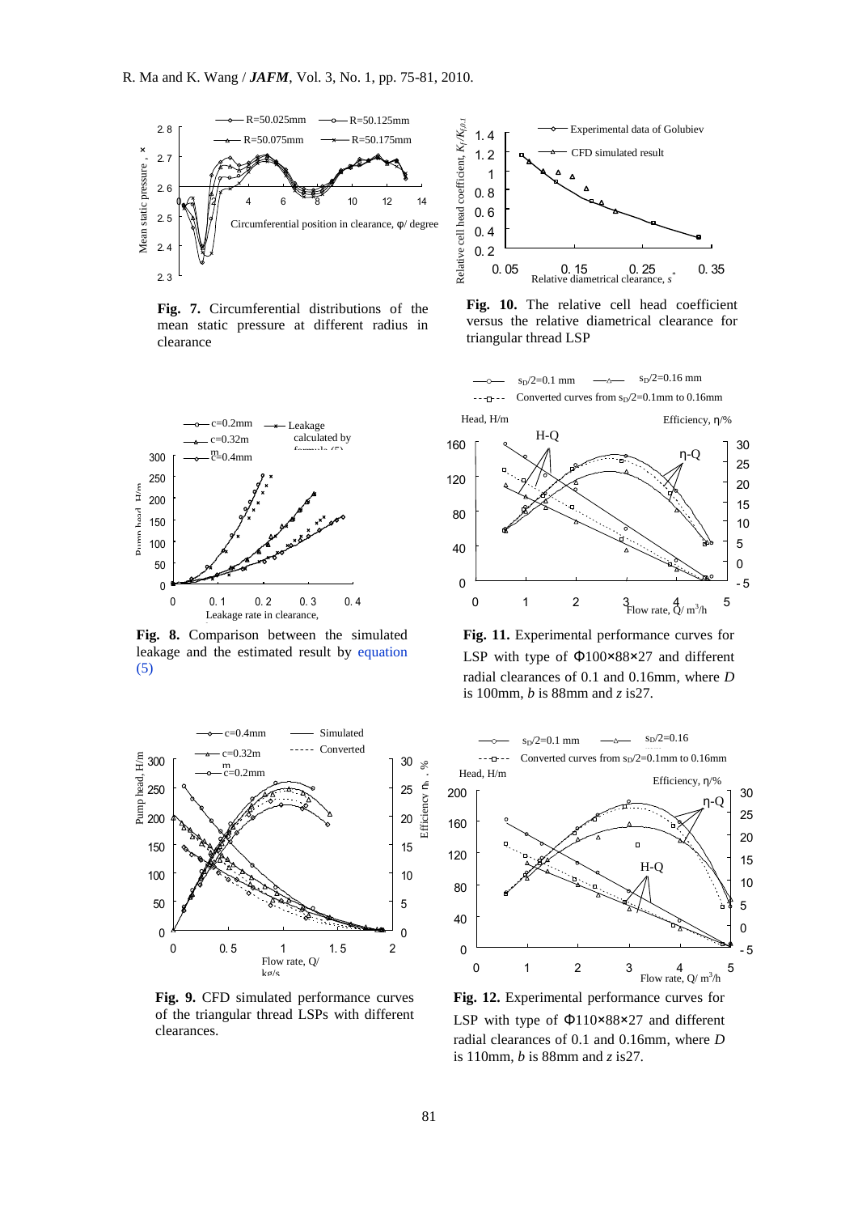Mean static pressure , ×

2.8

2.7

2.6

2.5

2.4

2.3

R=50.025mm R=50.125mm R=50.075mm R=50.175mm

0 2 4 6 8 10 12 14

Circumferential position in clearance, φ/ degree

**Fig. 7.** Circumferential distributions of the mean static pressure at different radius in clearance

Relative cell head coefficient, $K_t/K_{t0.1}$

1.4

1.2

1

0.8

0.6

0.4

0.2

Experimental data of Golubiev

CFD simulated result

0.05 0.15 0.25 0.35

Relative diametrical clearance, $s^*$

**Fig. 10.** The relative cell head coefficient versus the relative diametrical clearance for triangular thread LSP

c=0.2mm

c=0.32m m

c=0.4mm

Leakage calculated by formula (5)

Pump head, H/m

300

250

200

150

100

50

0

0 0.1 0.2 0.3 0.4

Leakage rate in clearance,

**Fig. 8.** Comparison between the simulated leakage and the estimated result by equation (5)

$s_D/2$=0.1 mm $s_D/2$=0.16 mm

Converted curves from $s_D/2$=0.1mm to 0.16mm

Head, H/m

Efficiency, η/%

160

120

80

40

0

30

25

20

15

10

5

0

- 5

H-Q

η-Q

0 1 2 3 4 5

Flow rate, Q/ m³/h

**Fig. 11.** Experimental performance curves for LSP with type of Φ100×88×27 and different radial clearances of 0.1 and 0.16mm, where *D* is 100mm, *b* is 88mm and *z* is27.

c=0.4mm

c=0.32m m

c=0.2mm

Simulated

Converted

Pump head, H/m

300

250

200

150

100

50

0

Efficiency η, %

30

25

20

15

10

5

0

0 0.5 1 1.5 2

Flow rate, Q/ kg/s

**Fig. 9.** CFD simulated performance curves of the triangular thread LSPs with different clearances.

$s_D/2$=0.1 mm $s_D/2$=0.16

Converted curves from $s_D/2$=0.1mm to 0.16mm

Head, H/m

Efficiency, η/%

200

160

120

80

40

0

30

25

20

15

10

5

0

- 5

η-Q

H-Q

0 1 2 3 4 5

Flow rate, Q/ m³/h

**Fig. 12.** Experimental performance curves for LSP with type of Φ110×88×27 and different radial clearances of 0.1 and 0.16mm, where *D* is 110mm, *b* is 88mm and *z* is27.